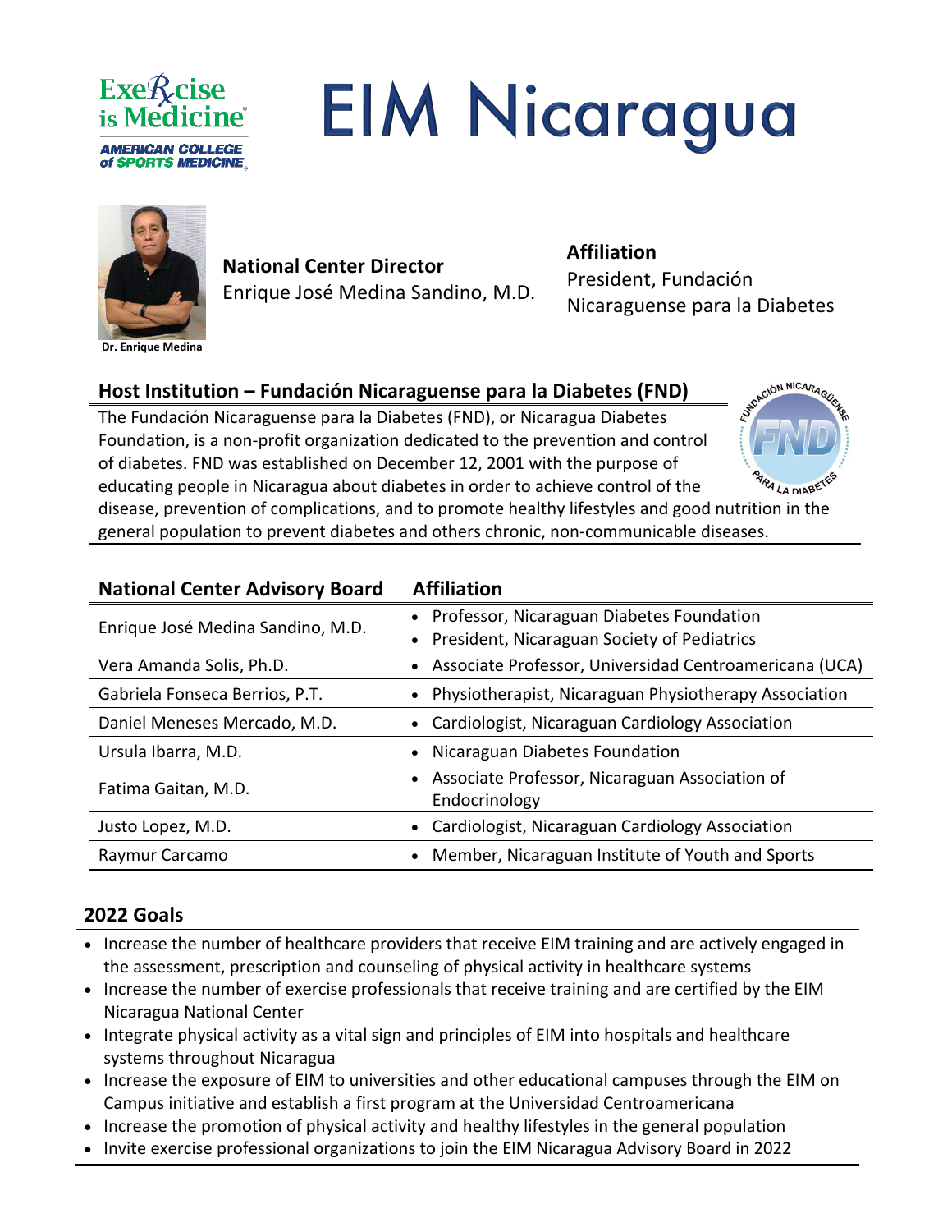# EIM Nicaragua

Dr. Enrique Medina

**National Center Director**
Enrique José Medina Sandino, M.D.

**Affiliation**
President, Fundación Nicaraguense para la Diabetes

## Host Institution – Fundación Nicaraguense para la Diabetes (FND)

The Fundación Nicaraguense para la Diabetes (FND), or Nicaragua Diabetes Foundation, is a non-profit organization dedicated to the prevention and control of diabetes. FND was established on December 12, 2001 with the purpose of educating people in Nicaragua about diabetes in order to achieve control of the disease, prevention of complications, and to promote healthy lifestyles and good nutrition in the general population to prevent diabetes and others chronic, non-communicable diseases.

| National Center Advisory Board | Affiliation |
|---|---|
| Enrique José Medina Sandino, M.D. | • Professor, Nicaraguan Diabetes Foundation<br>• President, Nicaraguan Society of Pediatrics |
| Vera Amanda Solis, Ph.D. | • Associate Professor, Universidad Centroamericana (UCA) |
| Gabriela Fonseca Berrios, P.T. | • Physiotherapist, Nicaraguan Physiotherapy Association |
| Daniel Meneses Mercado, M.D. | • Cardiologist, Nicaraguan Cardiology Association |
| Ursula Ibarra, M.D. | • Nicaraguan Diabetes Foundation |
| Fatima Gaitan, M.D. | • Associate Professor, Nicaraguan Association of Endocrinology |
| Justo Lopez, M.D. | • Cardiologist, Nicaraguan Cardiology Association |
| Raymur Carcamo | • Member, Nicaraguan Institute of Youth and Sports |

## 2022 Goals

- Increase the number of healthcare providers that receive EIM training and are actively engaged in the assessment, prescription and counseling of physical activity in healthcare systems
- Increase the number of exercise professionals that receive training and are certified by the EIM Nicaragua National Center
- Integrate physical activity as a vital sign and principles of EIM into hospitals and healthcare systems throughout Nicaragua
- Increase the exposure of EIM to universities and other educational campuses through the EIM on Campus initiative and establish a first program at the Universidad Centroamericana
- Increase the promotion of physical activity and healthy lifestyles in the general population
- Invite exercise professional organizations to join the EIM Nicaragua Advisory Board in 2022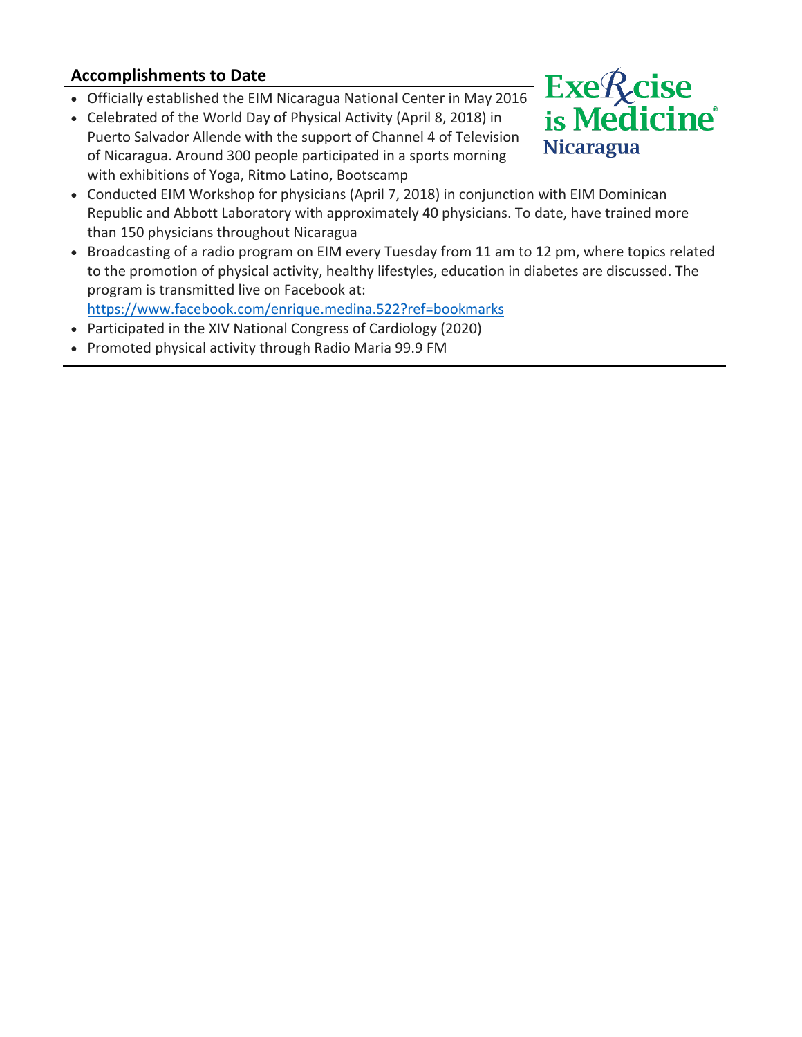## Accomplishments to Date

Exercise is Medicine® Nicaragua

- Officially established the EIM Nicaragua National Center in May 2016
- Celebrated of the World Day of Physical Activity (April 8, 2018) in Puerto Salvador Allende with the support of Channel 4 of Television of Nicaragua. Around 300 people participated in a sports morning with exhibitions of Yoga, Ritmo Latino, Bootscamp
- Conducted EIM Workshop for physicians (April 7, 2018) in conjunction with EIM Dominican Republic and Abbott Laboratory with approximately 40 physicians. To date, have trained more than 150 physicians throughout Nicaragua
- Broadcasting of a radio program on EIM every Tuesday from 11 am to 12 pm, where topics related to the promotion of physical activity, healthy lifestyles, education in diabetes are discussed. The program is transmitted live on Facebook at: https://www.facebook.com/enrique.medina.522?ref=bookmarks
- Participated in the XIV National Congress of Cardiology (2020)
- Promoted physical activity through Radio Maria 99.9 FM